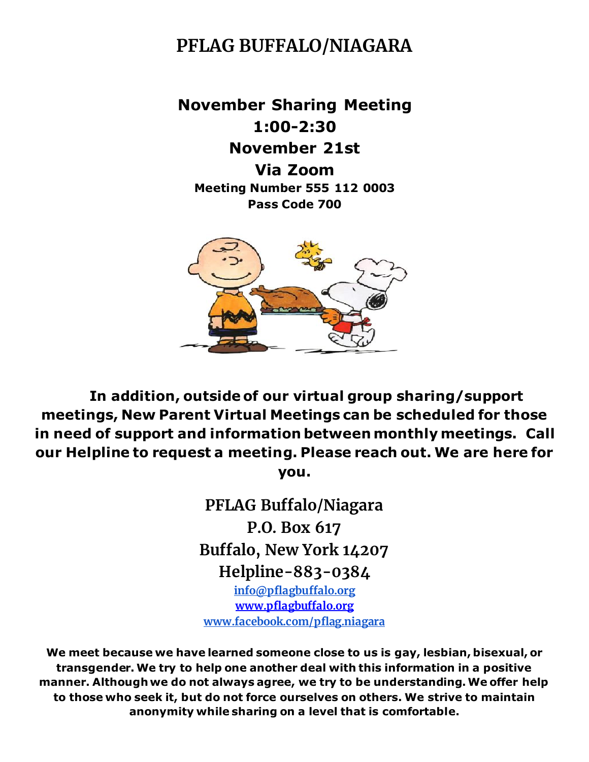# PFLAG BUFFALO/NIAGARA

**November Sharing Meeting**
**1:00-2:30**
**November 21st**
**Via Zoom**
**Meeting Number 555 112 0003**
**Pass Code 700**

**In addition, outside of our virtual group sharing/support meetings, New Parent Virtual Meetings can be scheduled for those in need of support and information between monthly meetings. Call our Helpline to request a meeting. Please reach out. We are here for you.**

PFLAG Buffalo/Niagara
P.O. Box 617
Buffalo, New York 14207
Helpline-883-0384
info@pflagbuffalo.org
www.pflagbuffalo.org
www.facebook.com/pflag.niagara

**We meet because we have learned someone close to us is gay, lesbian, bisexual, or transgender. We try to help one another deal with this information in a positive manner. Although we do not always agree, we try to be understanding. We offer help to those who seek it, but do not force ourselves on others. We strive to maintain anonymity while sharing on a level that is comfortable.**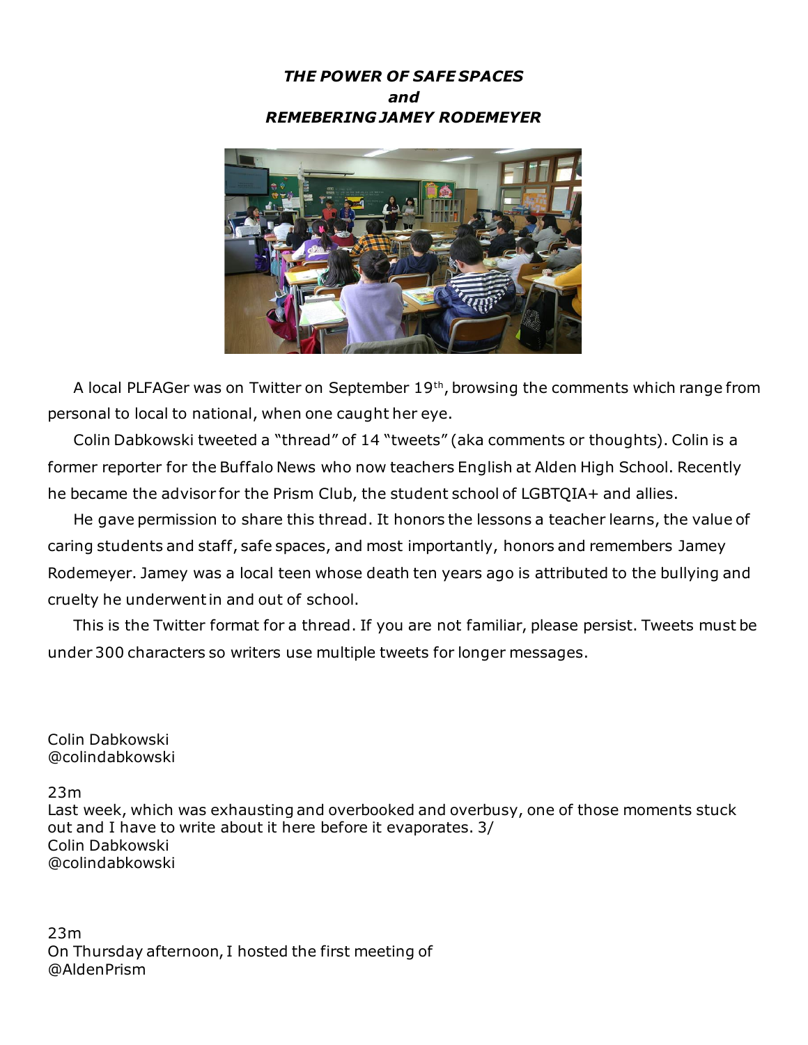***THE POWER OF SAFE SPACES***
***and***
***REMEBERING JAMEY RODEMEYER***

A local PLFAGer was on Twitter on September 19th, browsing the comments which range from personal to local to national, when one caught her eye.

Colin Dabkowski tweeted a "thread" of 14 "tweets" (aka comments or thoughts). Colin is a former reporter for the Buffalo News who now teachers English at Alden High School. Recently he became the advisor for the Prism Club, the student school of LGBTQIA+ and allies.

He gave permission to share this thread. It honors the lessons a teacher learns, the value of caring students and staff, safe spaces, and most importantly, honors and remembers Jamey Rodemeyer. Jamey was a local teen whose death ten years ago is attributed to the bullying and cruelty he underwent in and out of school.

This is the Twitter format for a thread. If you are not familiar, please persist. Tweets must be under 300 characters so writers use multiple tweets for longer messages.

Colin Dabkowski
@colindabkowski

23m
Last week, which was exhausting and overbooked and overbusy, one of those moments stuck out and I have to write about it here before it evaporates. 3/
Colin Dabkowski
@colindabkowski

23m
On Thursday afternoon, I hosted the first meeting of
@AldenPrism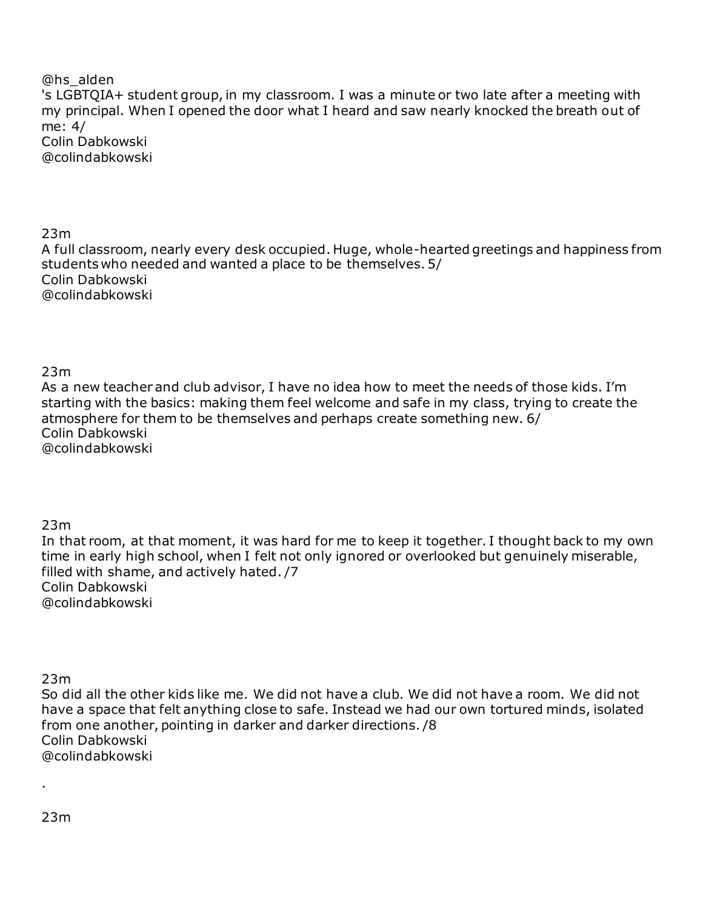@hs_alden
's LGBTQIA+ student group, in my classroom. I was a minute or two late after a meeting with my principal. When I opened the door what I heard and saw nearly knocked the breath out of me: 4/
Colin Dabkowski
@colindabkowski

23m
A full classroom, nearly every desk occupied. Huge, whole-hearted greetings and happiness from students who needed and wanted a place to be themselves. 5/
Colin Dabkowski
@colindabkowski

23m
As a new teacher and club advisor, I have no idea how to meet the needs of those kids. I'm starting with the basics: making them feel welcome and safe in my class, trying to create the atmosphere for them to be themselves and perhaps create something new. 6/
Colin Dabkowski
@colindabkowski

23m
In that room, at that moment, it was hard for me to keep it together. I thought back to my own time in early high school, when I felt not only ignored or overlooked but genuinely miserable, filled with shame, and actively hated. /7
Colin Dabkowski
@colindabkowski

23m
So did all the other kids like me. We did not have a club. We did not have a room. We did not have a space that felt anything close to safe. Instead we had our own tortured minds, isolated from one another, pointing in darker and darker directions. /8
Colin Dabkowski
@colindabkowski

.

23m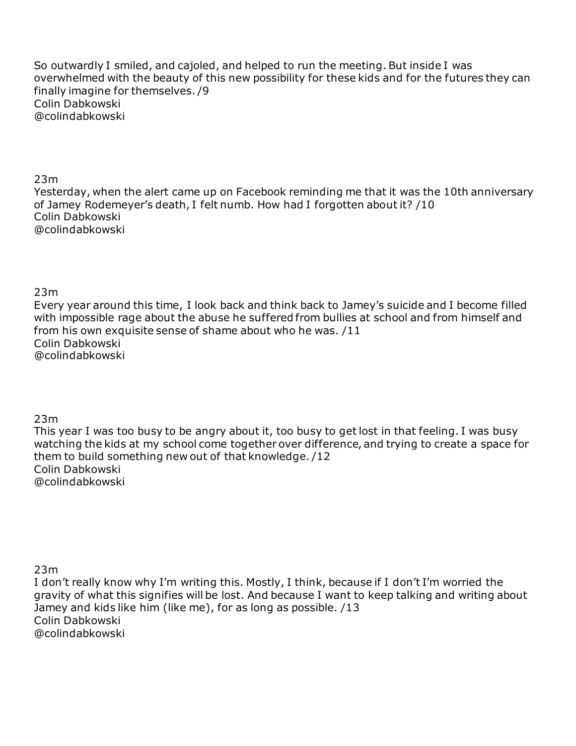So outwardly I smiled, and cajoled, and helped to run the meeting. But inside I was overwhelmed with the beauty of this new possibility for these kids and for the futures they can finally imagine for themselves. /9
Colin Dabkowski
@colindabkowski

23m
Yesterday, when the alert came up on Facebook reminding me that it was the 10th anniversary of Jamey Rodemeyer's death, I felt numb. How had I forgotten about it? /10
Colin Dabkowski
@colindabkowski

23m
Every year around this time, I look back and think back to Jamey's suicide and I become filled with impossible rage about the abuse he suffered from bullies at school and from himself and from his own exquisite sense of shame about who he was. /11
Colin Dabkowski
@colindabkowski

23m
This year I was too busy to be angry about it, too busy to get lost in that feeling. I was busy watching the kids at my school come together over difference, and trying to create a space for them to build something new out of that knowledge. /12
Colin Dabkowski
@colindabkowski

23m
I don't really know why I'm writing this. Mostly, I think, because if I don't I'm worried the gravity of what this signifies will be lost. And because I want to keep talking and writing about Jamey and kids like him (like me), for as long as possible. /13
Colin Dabkowski
@colindabkowski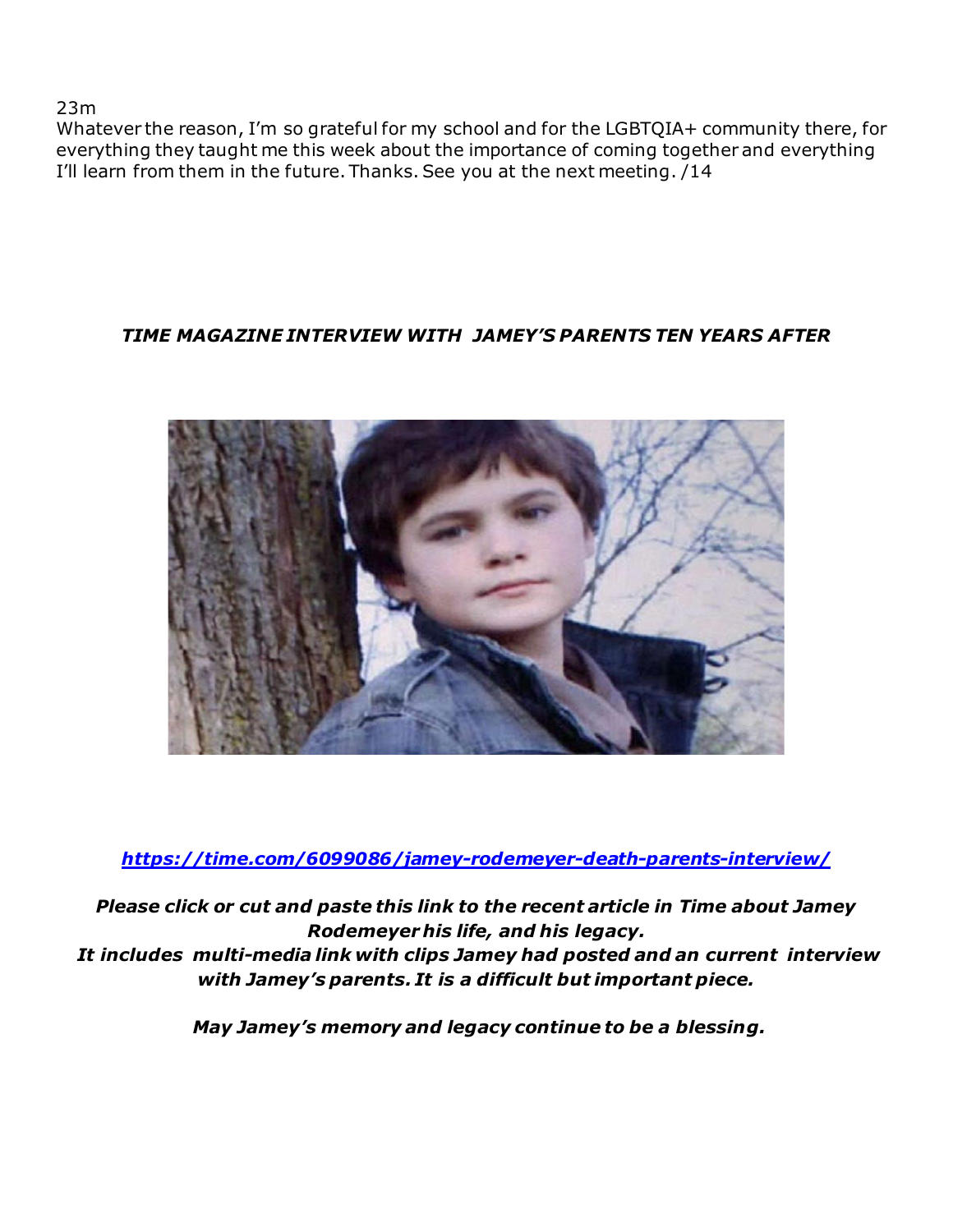23m
Whatever the reason, I'm so grateful for my school and for the LGBTQIA+ community there, for everything they taught me this week about the importance of coming together and everything I'll learn from them in the future. Thanks. See you at the next meeting. /14

***TIME MAGAZINE INTERVIEW WITH JAMEY'S PARENTS TEN YEARS AFTER***

***https://time.com/6099086/jamey-rodemeyer-death-parents-interview/***

***Please click or cut and paste this link to the recent article in Time about Jamey Rodemeyer his life, and his legacy.***
***It includes multi-media link with clips Jamey had posted and an current interview with Jamey's parents. It is a difficult but important piece.***

***May Jamey's memory and legacy continue to be a blessing.***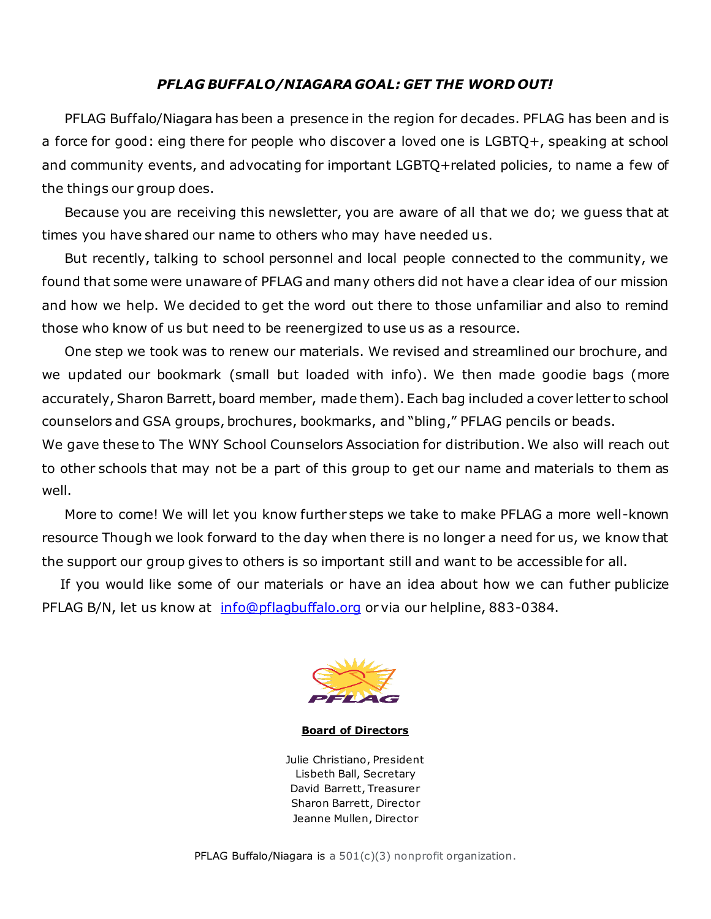***PFLAG BUFFALO/NIAGARA GOAL: GET THE WORD OUT!***

PFLAG Buffalo/Niagara has been a presence in the region for decades. PFLAG has been and is a force for good: eing there for people who discover a loved one is LGBTQ+, speaking at school and community events, and advocating for important LGBTQ+related policies, to name a few of the things our group does.

Because you are receiving this newsletter, you are aware of all that we do; we guess that at times you have shared our name to others who may have needed us.

But recently, talking to school personnel and local people connected to the community, we found that some were unaware of PFLAG and many others did not have a clear idea of our mission and how we help. We decided to get the word out there to those unfamiliar and also to remind those who know of us but need to be reenergized to use us as a resource.

One step we took was to renew our materials. We revised and streamlined our brochure, and we updated our bookmark (small but loaded with info). We then made goodie bags (more accurately, Sharon Barrett, board member, made them). Each bag included a cover letter to school counselors and GSA groups, brochures, bookmarks, and "bling," PFLAG pencils or beads.
We gave these to The WNY School Counselors Association for distribution. We also will reach out to other schools that may not be a part of this group to get our name and materials to them as well.

More to come! We will let you know further steps we take to make PFLAG a more well-known resource Though we look forward to the day when there is no longer a need for us, we know that the support our group gives to others is so important still and want to be accessible for all.

If you would like some of our materials or have an idea about how we can futher publicize PFLAG B/N, let us know at info@pflagbuffalo.org or via our helpline, 883-0384.

PFLAG

**Board of Directors**

Julie Christiano, President
Lisbeth Ball, Secretary
David Barrett, Treasurer
Sharon Barrett, Director
Jeanne Mullen, Director

PFLAG Buffalo/Niagara is a 501(c)(3) nonprofit organization.